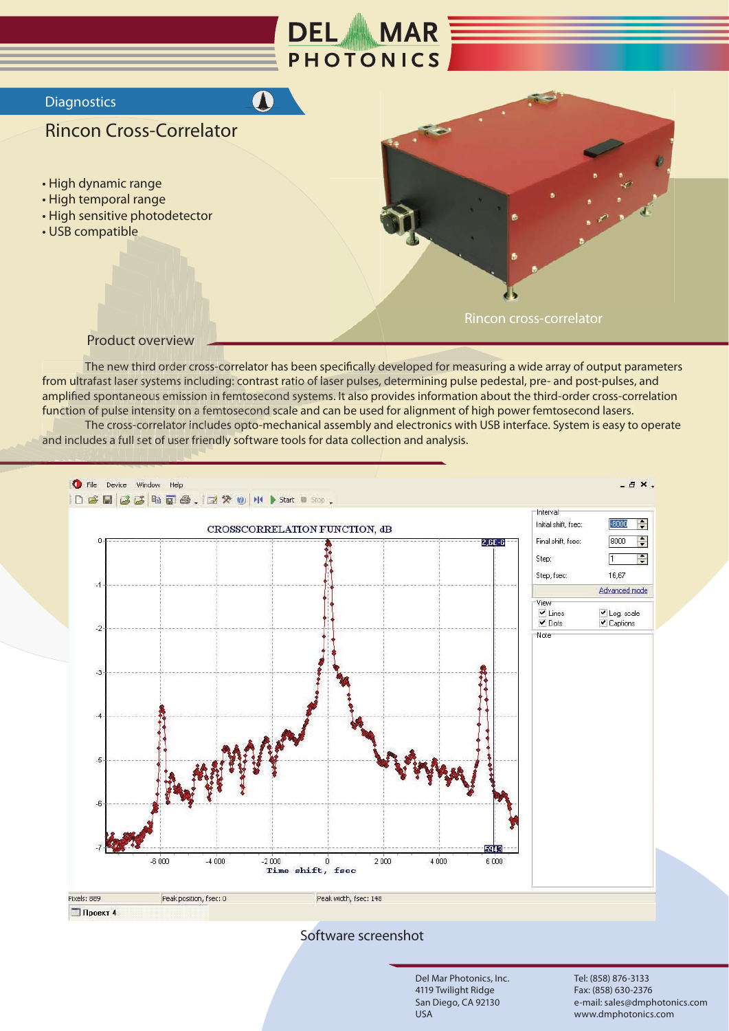# DEL MAR PHOTONICS

## Diagnostics

# Rincon Cross-Correlator

- High dynamic range
- High temporal range
- High sensitive photodetector
- USB compatible

Rincon cross-correlator

## Product overview

The new third order cross-correlator has been specifically developed for measuring a wide array of output parameters from ultrafast laser systems including: contrast ratio of laser pulses, determining pulse pedestal, pre- and post-pulses, and amplified spontaneous emission in femtosecond systems. It also provides information about the third-order cross-correlation function of pulse intensity on a femtosecond scale and can be used for alignment of high power femtosecond lasers.

The cross-correlator includes opto-mechanical assembly and electronics with USB interface. System is easy to operate and includes a full set of user friendly software tools for data collection and analysis.

Software screenshot

Del Mar Photonics, Inc.
4119 Twilight Ridge
San Diego, CA 92130
USA

Tel: (858) 876-3133
Fax: (858) 630-2376
e-mail: sales@dmphotonics.com
www.dmphotonics.com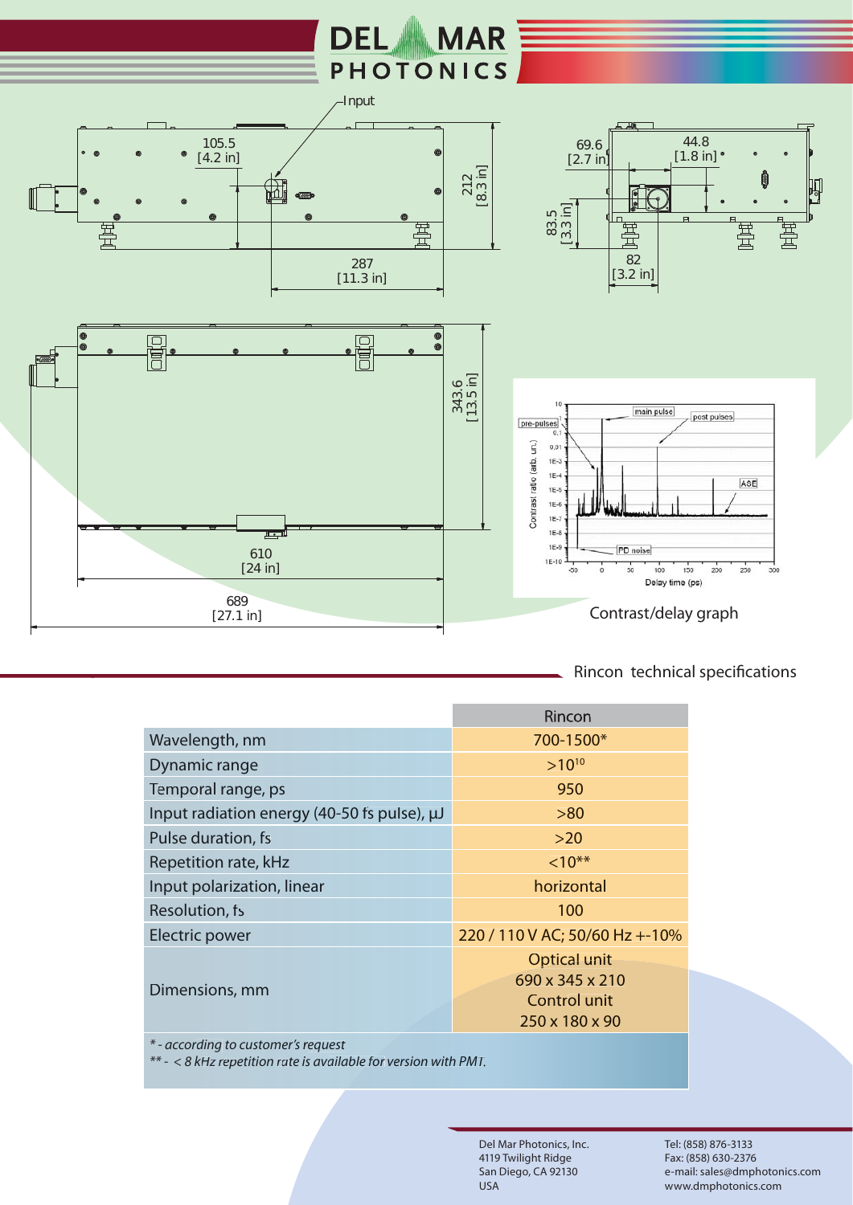DEL MAR PHOTONICS

Input

105.5
[4.2 in]

212
[8.3 in]

287
[11.3 in]

69.6
[2.7 in]

44.8
[1.8 in]

83.5
[3.3 in]

82
[3.2 in]

343.6
[13.5 in]

610
[24 in]

689
[27.1 in]

main pulse

post pulses

pre-pulses

ASE

PD noise

Contrast ratio (arb. un.)

Delay time (ps)

Contrast/delay graph

Rincon technical specifications

| | Rincon |
|---|---|
| Wavelength, nm | 700-1500* |
| Dynamic range | $>10^{10}$ |
| Temporal range, ps | 950 |
| Input radiation energy (40-50 fs pulse), μJ | >80 |
| Pulse duration, fs | >20 |
| Repetition rate, kHz | <10** |
| Input polarization, linear | horizontal |
| Resolution, fs | 100 |
| Electric power | 220 / 110 V AC; 50/60 Hz +-10% |
| Dimensions, mm | Optical unit<br>690 x 345 x 210<br>Control unit<br>250 x 180 x 90 |

*\* - according to customer's request*
*\*\* - < 8 kHz repetition rate is available for version with PMT.*

Del Mar Photonics, Inc.
4119 Twilight Ridge
San Diego, CA 92130
USA

Tel: (858) 876-3133
Fax: (858) 630-2376
e-mail: sales@dmphotonics.com
www.dmphotonics.com